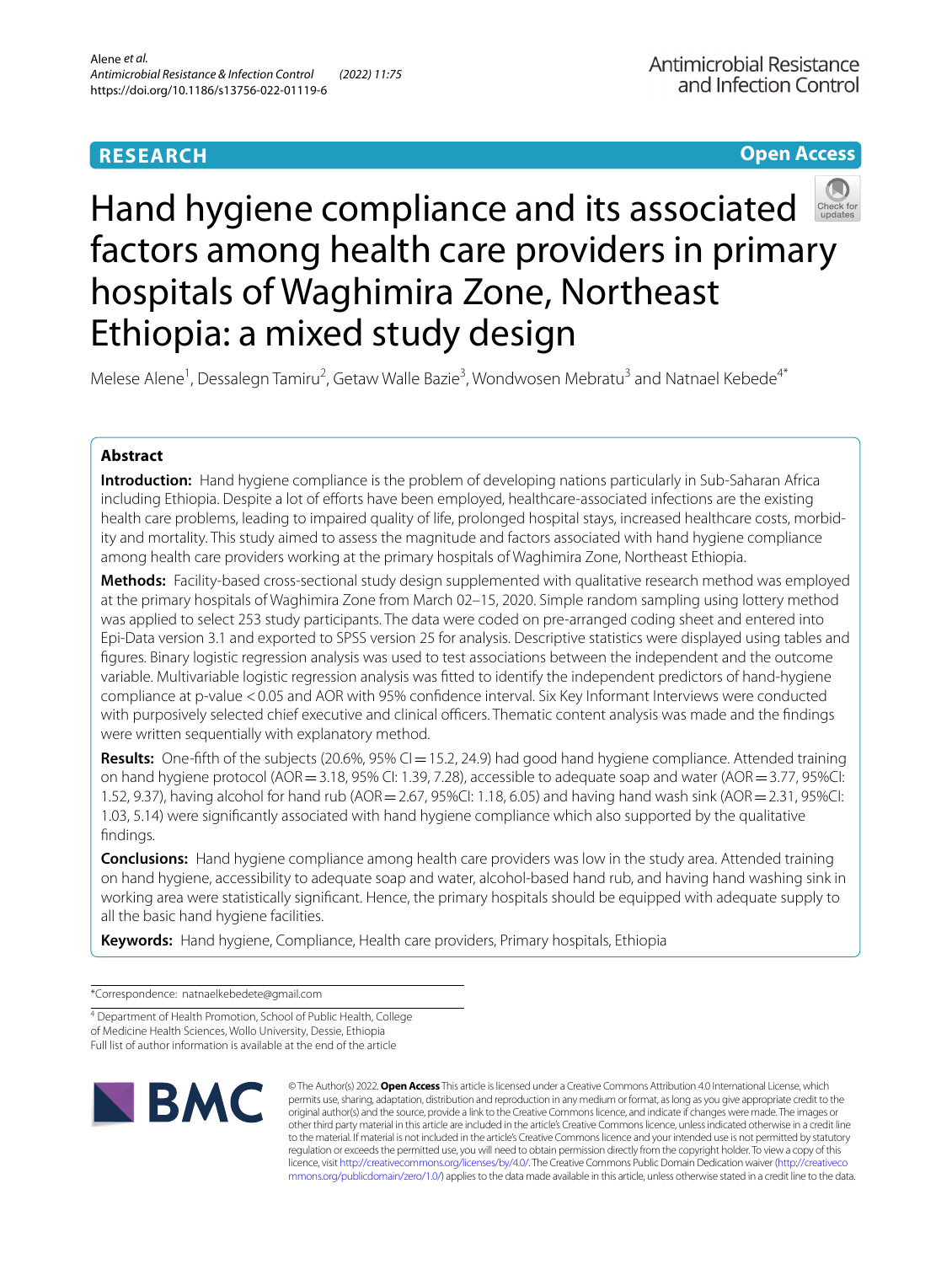RESEARCH

Open Access

# Hand hygiene compliance and its associated factors among health care providers in primary hospitals of Waghimira Zone, Northeast Ethiopia: a mixed study design

Melese Alene[1], Dessalegn Tamiru[2], Getaw Walle Bazie[3], Wondwosen Mebratu[3] and Natnael Kebede[4*]

## Abstract

**Introduction:** Hand hygiene compliance is the problem of developing nations particularly in Sub-Saharan Africa including Ethiopia. Despite a lot of efforts have been employed, healthcare-associated infections are the existing health care problems, leading to impaired quality of life, prolonged hospital stays, increased healthcare costs, morbidity and mortality. This study aimed to assess the magnitude and factors associated with hand hygiene compliance among health care providers working at the primary hospitals of Waghimira Zone, Northeast Ethiopia.

**Methods:** Facility-based cross-sectional study design supplemented with qualitative research method was employed at the primary hospitals of Waghimira Zone from March 02–15, 2020. Simple random sampling using lottery method was applied to select 253 study participants. The data were coded on pre-arranged coding sheet and entered into Epi-Data version 3.1 and exported to SPSS version 25 for analysis. Descriptive statistics were displayed using tables and figures. Binary logistic regression analysis was used to test associations between the independent and the outcome variable. Multivariable logistic regression analysis was fitted to identify the independent predictors of hand-hygiene compliance at p-value < 0.05 and AOR with 95% confidence interval. Six Key Informant Interviews were conducted with purposively selected chief executive and clinical officers. Thematic content analysis was made and the findings were written sequentially with explanatory method.

**Results:** One-fifth of the subjects (20.6%, 95% CI = 15.2, 24.9) had good hand hygiene compliance. Attended training on hand hygiene protocol (AOR = 3.18, 95% CI: 1.39, 7.28), accessible to adequate soap and water (AOR = 3.77, 95%CI: 1.52, 9.37), having alcohol for hand rub (AOR = 2.67, 95%CI: 1.18, 6.05) and having hand wash sink (AOR = 2.31, 95%CI: 1.03, 5.14) were significantly associated with hand hygiene compliance which also supported by the qualitative findings.

**Conclusions:** Hand hygiene compliance among health care providers was low in the study area. Attended training on hand hygiene, accessibility to adequate soap and water, alcohol-based hand rub, and having hand washing sink in working area were statistically significant. Hence, the primary hospitals should be equipped with adequate supply to all the basic hand hygiene facilities.

**Keywords:** Hand hygiene, Compliance, Health care providers, Primary hospitals, Ethiopia

*Correspondence: natnaelkebedete@gmail.com

[4] Department of Health Promotion, School of Public Health, College of Medicine Health Sciences, Wollo University, Dessie, Ethiopia
Full list of author information is available at the end of the article

© The Author(s) 2022. **Open Access** This article is licensed under a Creative Commons Attribution 4.0 International License, which permits use, sharing, adaptation, distribution and reproduction in any medium or format, as long as you give appropriate credit to the original author(s) and the source, provide a link to the Creative Commons licence, and indicate if changes were made. The images or other third party material in this article are included in the article's Creative Commons licence, unless indicated otherwise in a credit line to the material. If material is not included in the article's Creative Commons licence and your intended use is not permitted by statutory regulation or exceeds the permitted use, you will need to obtain permission directly from the copyright holder. To view a copy of this licence, visit http://creativecommons.org/licenses/by/4.0/. The Creative Commons Public Domain Dedication waiver (http://creativecommons.org/publicdomain/zero/1.0/) applies to the data made available in this article, unless otherwise stated in a credit line to the data.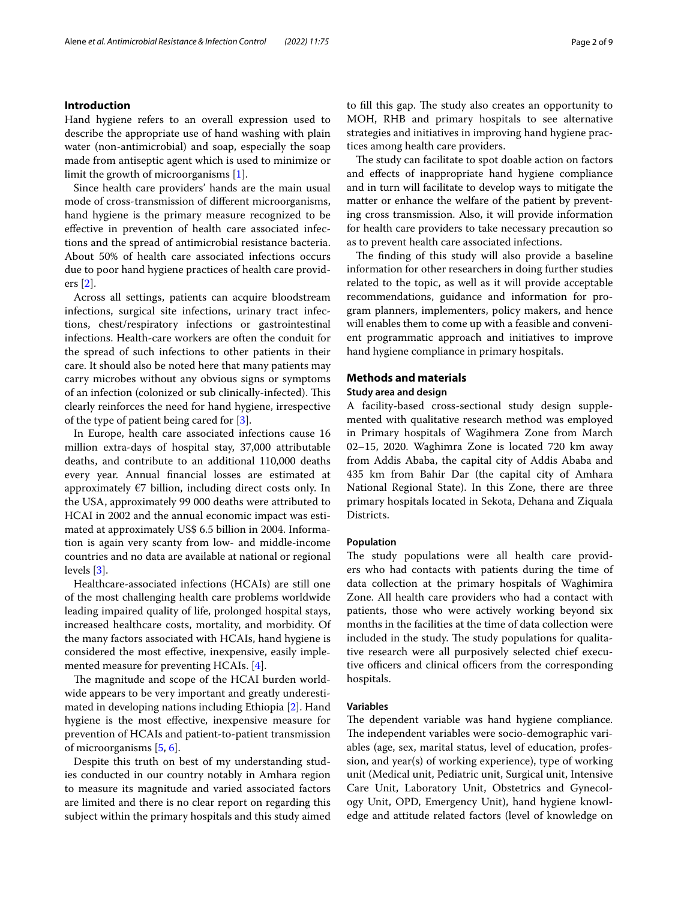## Introduction

Hand hygiene refers to an overall expression used to describe the appropriate use of hand washing with plain water (non-antimicrobial) and soap, especially the soap made from antiseptic agent which is used to minimize or limit the growth of microorganisms [1].

Since health care providers' hands are the main usual mode of cross-transmission of different microorganisms, hand hygiene is the primary measure recognized to be effective in prevention of health care associated infections and the spread of antimicrobial resistance bacteria. About 50% of health care associated infections occurs due to poor hand hygiene practices of health care providers [2].

Across all settings, patients can acquire bloodstream infections, surgical site infections, urinary tract infections, chest/respiratory infections or gastrointestinal infections. Health-care workers are often the conduit for the spread of such infections to other patients in their care. It should also be noted here that many patients may carry microbes without any obvious signs or symptoms of an infection (colonized or sub clinically-infected). This clearly reinforces the need for hand hygiene, irrespective of the type of patient being cared for [3].

In Europe, health care associated infections cause 16 million extra-days of hospital stay, 37,000 attributable deaths, and contribute to an additional 110,000 deaths every year. Annual financial losses are estimated at approximately €7 billion, including direct costs only. In the USA, approximately 99 000 deaths were attributed to HCAI in 2002 and the annual economic impact was estimated at approximately US$ 6.5 billion in 2004. Information is again very scanty from low- and middle-income countries and no data are available at national or regional levels [3].

Healthcare-associated infections (HCAIs) are still one of the most challenging health care problems worldwide leading impaired quality of life, prolonged hospital stays, increased healthcare costs, mortality, and morbidity. Of the many factors associated with HCAIs, hand hygiene is considered the most effective, inexpensive, easily implemented measure for preventing HCAIs. [4].

The magnitude and scope of the HCAI burden worldwide appears to be very important and greatly underestimated in developing nations including Ethiopia [2]. Hand hygiene is the most effective, inexpensive measure for prevention of HCAIs and patient-to-patient transmission of microorganisms [5, 6].

Despite this truth on best of my understanding studies conducted in our country notably in Amhara region to measure its magnitude and varied associated factors are limited and there is no clear report on regarding this subject within the primary hospitals and this study aimed to fill this gap. The study also creates an opportunity to MOH, RHB and primary hospitals to see alternative strategies and initiatives in improving hand hygiene practices among health care providers.

The study can facilitate to spot doable action on factors and effects of inappropriate hand hygiene compliance and in turn will facilitate to develop ways to mitigate the matter or enhance the welfare of the patient by preventing cross transmission. Also, it will provide information for health care providers to take necessary precaution so as to prevent health care associated infections.

The finding of this study will also provide a baseline information for other researchers in doing further studies related to the topic, as well as it will provide acceptable recommendations, guidance and information for program planners, implementers, policy makers, and hence will enables them to come up with a feasible and convenient programmatic approach and initiatives to improve hand hygiene compliance in primary hospitals.

## Methods and materials

### Study area and design

A facility-based cross-sectional study design supplemented with qualitative research method was employed in Primary hospitals of Wagihmera Zone from March 02–15, 2020. Waghimra Zone is located 720 km away from Addis Ababa, the capital city of Addis Ababa and 435 km from Bahir Dar (the capital city of Amhara National Regional State). In this Zone, there are three primary hospitals located in Sekota, Dehana and Ziquala Districts.

### Population

The study populations were all health care providers who had contacts with patients during the time of data collection at the primary hospitals of Waghimira Zone. All health care providers who had a contact with patients, those who were actively working beyond six months in the facilities at the time of data collection were included in the study. The study populations for qualitative research were all purposively selected chief executive officers and clinical officers from the corresponding hospitals.

### Variables

The dependent variable was hand hygiene compliance. The independent variables were socio-demographic variables (age, sex, marital status, level of education, profession, and year(s) of working experience), type of working unit (Medical unit, Pediatric unit, Surgical unit, Intensive Care Unit, Laboratory Unit, Obstetrics and Gynecology Unit, OPD, Emergency Unit), hand hygiene knowledge and attitude related factors (level of knowledge on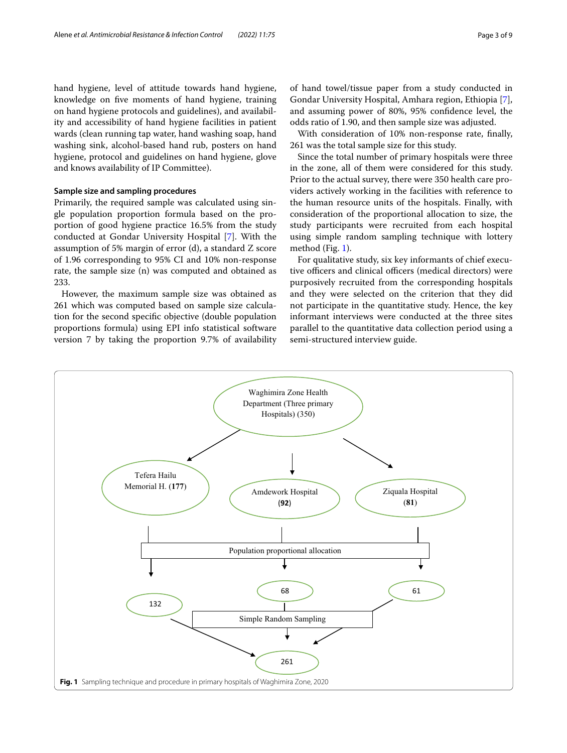hand hygiene, level of attitude towards hand hygiene, knowledge on five moments of hand hygiene, training on hand hygiene protocols and guidelines), and availability and accessibility of hand hygiene facilities in patient wards (clean running tap water, hand washing soap, hand washing sink, alcohol-based hand rub, posters on hand hygiene, protocol and guidelines on hand hygiene, glove and knows availability of IP Committee).

### Sample size and sampling procedures

Primarily, the required sample was calculated using single population proportion formula based on the proportion of good hygiene practice 16.5% from the study conducted at Gondar University Hospital [7]. With the assumption of 5% margin of error (d), a standard Z score of 1.96 corresponding to 95% CI and 10% non-response rate, the sample size (n) was computed and obtained as 233.

However, the maximum sample size was obtained as 261 which was computed based on sample size calculation for the second specific objective (double population proportions formula) using EPI info statistical software version 7 by taking the proportion 9.7% of availability of hand towel/tissue paper from a study conducted in Gondar University Hospital, Amhara region, Ethiopia [7], and assuming power of 80%, 95% confidence level, the odds ratio of 1.90, and then sample size was adjusted.

With consideration of 10% non-response rate, finally, 261 was the total sample size for this study.

Since the total number of primary hospitals were three in the zone, all of them were considered for this study. Prior to the actual survey, there were 350 health care providers actively working in the facilities with reference to the human resource units of the hospitals. Finally, with consideration of the proportional allocation to size, the study participants were recruited from each hospital using simple random sampling technique with lottery method (Fig. 1).

For qualitative study, six key informants of chief executive officers and clinical officers (medical directors) were purposively recruited from the corresponding hospitals and they were selected on the criterion that they did not participate in the quantitative study. Hence, the key informant interviews were conducted at the three sites parallel to the quantitative data collection period using a semi-structured interview guide.

Waghimira Zone Health Department (Three primary Hospitals) (350)

Tefera Hailu Memorial H. (**177**) | Amdework Hospital (**92**) | Ziquala Hospital (**81**)

Population proportional allocation

132 | 68 | 61

Simple Random Sampling

261

**Fig. 1** Sampling technique and procedure in primary hospitals of Waghimira Zone, 2020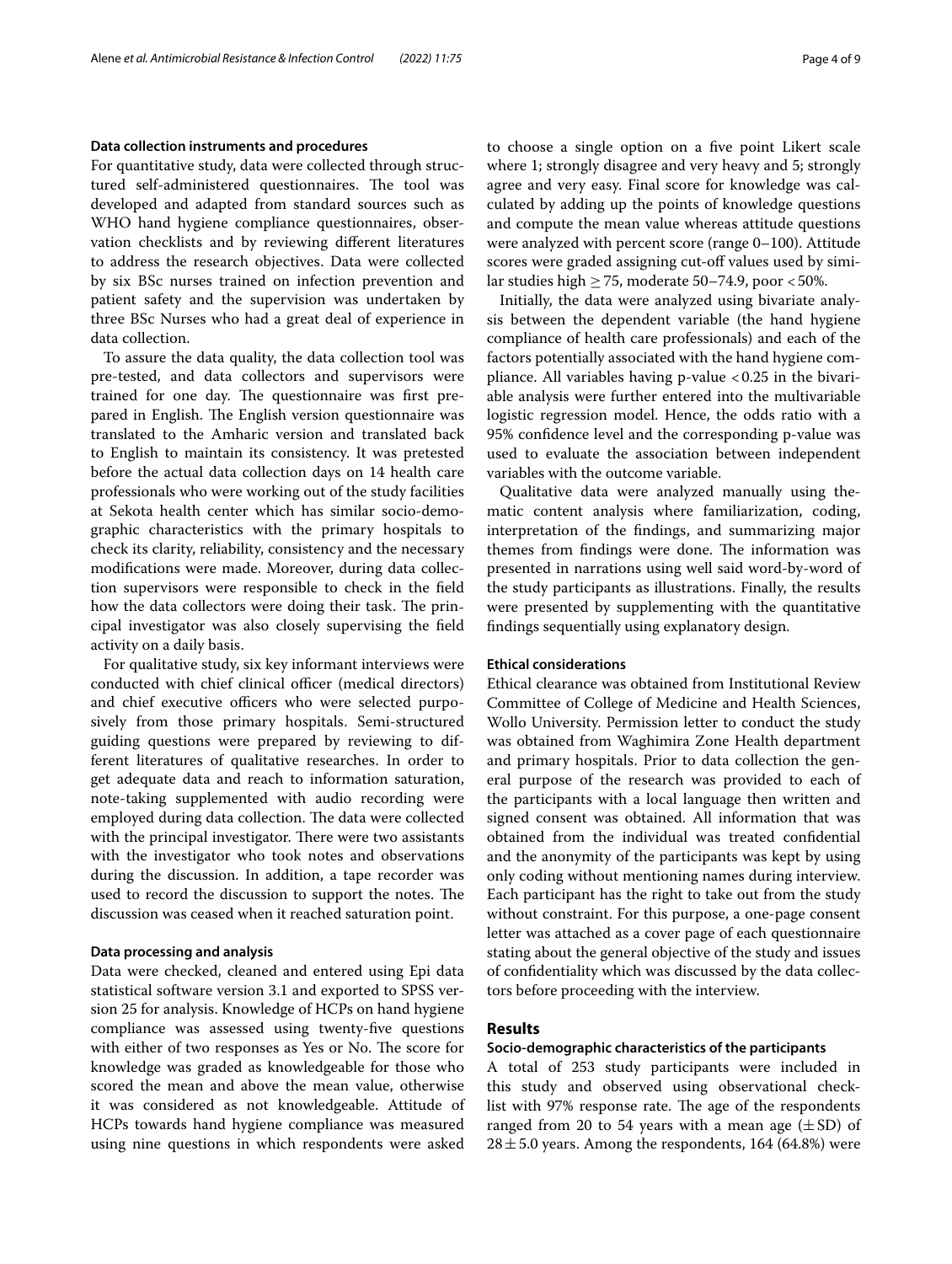### Data collection instruments and procedures

For quantitative study, data were collected through structured self-administered questionnaires. The tool was developed and adapted from standard sources such as WHO hand hygiene compliance questionnaires, observation checklists and by reviewing different literatures to address the research objectives. Data were collected by six BSc nurses trained on infection prevention and patient safety and the supervision was undertaken by three BSc Nurses who had a great deal of experience in data collection.

To assure the data quality, the data collection tool was pre-tested, and data collectors and supervisors were trained for one day. The questionnaire was first prepared in English. The English version questionnaire was translated to the Amharic version and translated back to English to maintain its consistency. It was pretested before the actual data collection days on 14 health care professionals who were working out of the study facilities at Sekota health center which has similar socio-demographic characteristics with the primary hospitals to check its clarity, reliability, consistency and the necessary modifications were made. Moreover, during data collection supervisors were responsible to check in the field how the data collectors were doing their task. The principal investigator was also closely supervising the field activity on a daily basis.

For qualitative study, six key informant interviews were conducted with chief clinical officer (medical directors) and chief executive officers who were selected purposively from those primary hospitals. Semi-structured guiding questions were prepared by reviewing to different literatures of qualitative researches. In order to get adequate data and reach to information saturation, note-taking supplemented with audio recording were employed during data collection. The data were collected with the principal investigator. There were two assistants with the investigator who took notes and observations during the discussion. In addition, a tape recorder was used to record the discussion to support the notes. The discussion was ceased when it reached saturation point.

### Data processing and analysis

Data were checked, cleaned and entered using Epi data statistical software version 3.1 and exported to SPSS version 25 for analysis. Knowledge of HCPs on hand hygiene compliance was assessed using twenty-five questions with either of two responses as Yes or No. The score for knowledge was graded as knowledgeable for those who scored the mean and above the mean value, otherwise it was considered as not knowledgeable. Attitude of HCPs towards hand hygiene compliance was measured using nine questions in which respondents were asked to choose a single option on a five point Likert scale where 1; strongly disagree and very heavy and 5; strongly agree and very easy. Final score for knowledge was calculated by adding up the points of knowledge questions and compute the mean value whereas attitude questions were analyzed with percent score (range 0–100). Attitude scores were graded assigning cut-off values used by similar studies high $\geq 75$, moderate 50–74.9, poor $<50\%$.

Initially, the data were analyzed using bivariate analysis between the dependent variable (the hand hygiene compliance of health care professionals) and each of the factors potentially associated with the hand hygiene compliance. All variables having p-value $<0.25$ in the bivariable analysis were further entered into the multivariable logistic regression model. Hence, the odds ratio with a 95% confidence level and the corresponding p-value was used to evaluate the association between independent variables with the outcome variable.

Qualitative data were analyzed manually using thematic content analysis where familiarization, coding, interpretation of the findings, and summarizing major themes from findings were done. The information was presented in narrations using well said word-by-word of the study participants as illustrations. Finally, the results were presented by supplementing with the quantitative findings sequentially using explanatory design.

### Ethical considerations

Ethical clearance was obtained from Institutional Review Committee of College of Medicine and Health Sciences, Wollo University. Permission letter to conduct the study was obtained from Waghimira Zone Health department and primary hospitals. Prior to data collection the general purpose of the research was provided to each of the participants with a local language then written and signed consent was obtained. All information that was obtained from the individual was treated confidential and the anonymity of the participants was kept by using only coding without mentioning names during interview. Each participant has the right to take out from the study without constraint. For this purpose, a one-page consent letter was attached as a cover page of each questionnaire stating about the general objective of the study and issues of confidentiality which was discussed by the data collectors before proceeding with the interview.

## Results

### Socio-demographic characteristics of the participants

A total of 253 study participants were included in this study and observed using observational checklist with 97% response rate. The age of the respondents ranged from 20 to 54 years with a mean age ($\pm$SD) of $28 \pm 5.0$ years. Among the respondents, 164 (64.8%) were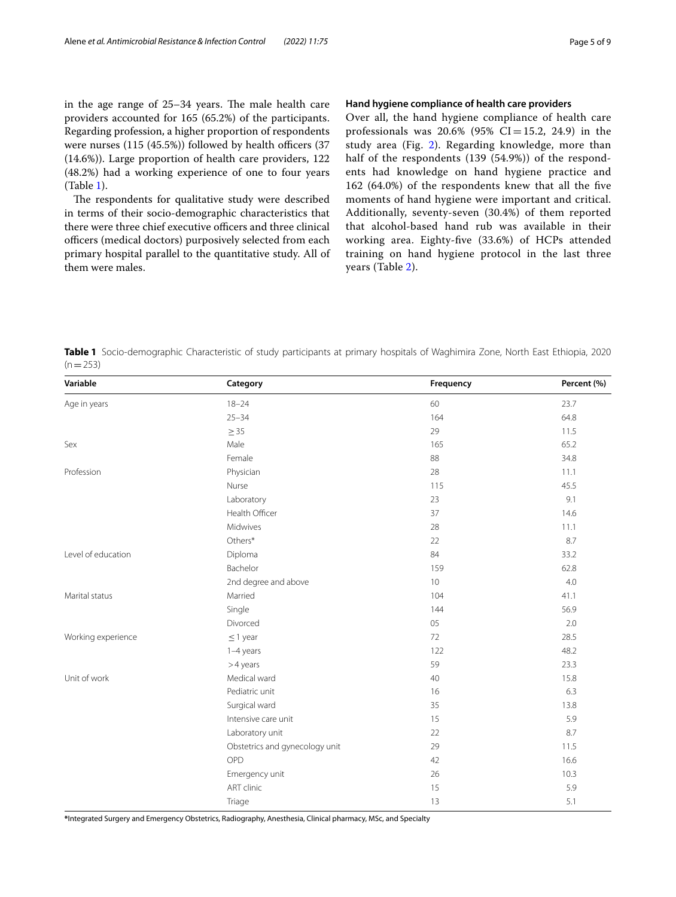in the age range of 25–34 years. The male health care providers accounted for 165 (65.2%) of the participants. Regarding profession, a higher proportion of respondents were nurses (115 (45.5%)) followed by health officers (37 (14.6%)). Large proportion of health care providers, 122 (48.2%) had a working experience of one to four years (Table 1).

The respondents for qualitative study were described in terms of their socio-demographic characteristics that there were three chief executive officers and three clinical officers (medical doctors) purposively selected from each primary hospital parallel to the quantitative study. All of them were males.

### Hand hygiene compliance of health care providers

Over all, the hand hygiene compliance of health care professionals was 20.6% (95% CI = 15.2, 24.9) in the study area (Fig. 2). Regarding knowledge, more than half of the respondents (139 (54.9%)) of the respondents had knowledge on hand hygiene practice and 162 (64.0%) of the respondents knew that all the five moments of hand hygiene were important and critical. Additionally, seventy-seven (30.4%) of them reported that alcohol-based hand rub was available in their working area. Eighty-five (33.6%) of HCPs attended training on hand hygiene protocol in the last three years (Table 2).

**Table 1** Socio-demographic Characteristic of study participants at primary hospitals of Waghimira Zone, North East Ethiopia, 2020 (n = 253)

| Variable | Category | Frequency | Percent (%) |
|---|---|---|---|
| Age in years | 18–24 | 60 | 23.7 |
| | 25–34 | 164 | 64.8 |
| | ≥ 35 | 29 | 11.5 |
| Sex | Male | 165 | 65.2 |
| | Female | 88 | 34.8 |
| Profession | Physician | 28 | 11.1 |
| | Nurse | 115 | 45.5 |
| | Laboratory | 23 | 9.1 |
| | Health Officer | 37 | 14.6 |
| | Midwives | 28 | 11.1 |
| | Others* | 22 | 8.7 |
| Level of education | Diploma | 84 | 33.2 |
| | Bachelor | 159 | 62.8 |
| | 2nd degree and above | 10 | 4.0 |
| Marital status | Married | 104 | 41.1 |
| | Single | 144 | 56.9 |
| | Divorced | 05 | 2.0 |
| Working experience | ≤ 1 year | 72 | 28.5 |
| | 1–4 years | 122 | 48.2 |
| | > 4 years | 59 | 23.3 |
| Unit of work | Medical ward | 40 | 15.8 |
| | Pediatric unit | 16 | 6.3 |
| | Surgical ward | 35 | 13.8 |
| | Intensive care unit | 15 | 5.9 |
| | Laboratory unit | 22 | 8.7 |
| | Obstetrics and gynecology unit | 29 | 11.5 |
| | OPD | 42 | 16.6 |
| | Emergency unit | 26 | 10.3 |
| | ART clinic | 15 | 5.9 |
| | Triage | 13 | 5.1 |

***Integrated Surgery and Emergency Obstetrics, Radiography, Anesthesia, Clinical pharmacy, MSc, and Specialty**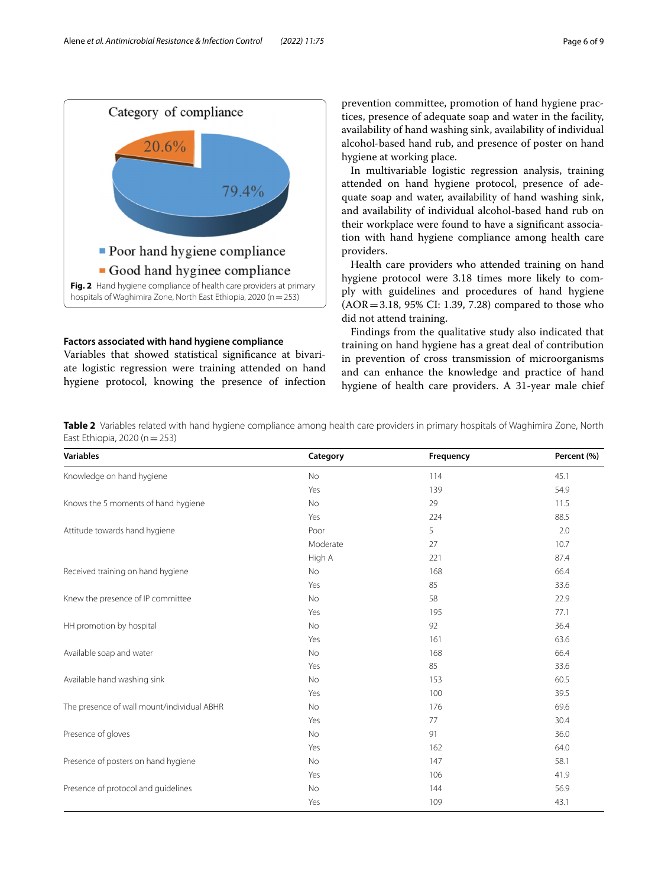Category of compliance

20.6%

79.4%

- Poor hand hygiene compliance
- Good hand hygienee compliance

**Fig. 2** Hand hygiene compliance of health care providers at primary hospitals of Waghimira Zone, North East Ethiopia, 2020 (n = 253)

### Factors associated with hand hygiene compliance

Variables that showed statistical significance at bivariate logistic regression were training attended on hand hygiene protocol, knowing the presence of infection prevention committee, promotion of hand hygiene practices, presence of adequate soap and water in the facility, availability of hand washing sink, availability of individual alcohol-based hand rub, and presence of poster on hand hygiene at working place.

In multivariable logistic regression analysis, training attended on hand hygiene protocol, presence of adequate soap and water, availability of hand washing sink, and availability of individual alcohol-based hand rub on their workplace were found to have a significant association with hand hygiene compliance among health care providers.

Health care providers who attended training on hand hygiene protocol were 3.18 times more likely to comply with guidelines and procedures of hand hygiene (AOR = 3.18, 95% CI: 1.39, 7.28) compared to those who did not attend training.

Findings from the qualitative study also indicated that training on hand hygiene has a great deal of contribution in prevention of cross transmission of microorganisms and can enhance the knowledge and practice of hand hygiene of health care providers. A 31-year male chief

**Table 2** Variables related with hand hygiene compliance among health care providers in primary hospitals of Waghimira Zone, North East Ethiopia, 2020 (n = 253)

| Variables | Category | Frequency | Percent (%) |
|---|---|---|---|
| Knowledge on hand hygiene | No | 114 | 45.1 |
| | Yes | 139 | 54.9 |
| Knows the 5 moments of hand hygiene | No | 29 | 11.5 |
| | Yes | 224 | 88.5 |
| Attitude towards hand hygiene | Poor | 5 | 2.0 |
| | Moderate | 27 | 10.7 |
| | High A | 221 | 87.4 |
| Received training on hand hygiene | No | 168 | 66.4 |
| | Yes | 85 | 33.6 |
| Knew the presence of IP committee | No | 58 | 22.9 |
| | Yes | 195 | 77.1 |
| HH promotion by hospital | No | 92 | 36.4 |
| | Yes | 161 | 63.6 |
| Available soap and water | No | 168 | 66.4 |
| | Yes | 85 | 33.6 |
| Available hand washing sink | No | 153 | 60.5 |
| | Yes | 100 | 39.5 |
| The presence of wall mount/individual ABHR | No | 176 | 69.6 |
| | Yes | 77 | 30.4 |
| Presence of gloves | No | 91 | 36.0 |
| | Yes | 162 | 64.0 |
| Presence of posters on hand hygiene | No | 147 | 58.1 |
| | Yes | 106 | 41.9 |
| Presence of protocol and guidelines | No | 144 | 56.9 |
| | Yes | 109 | 43.1 |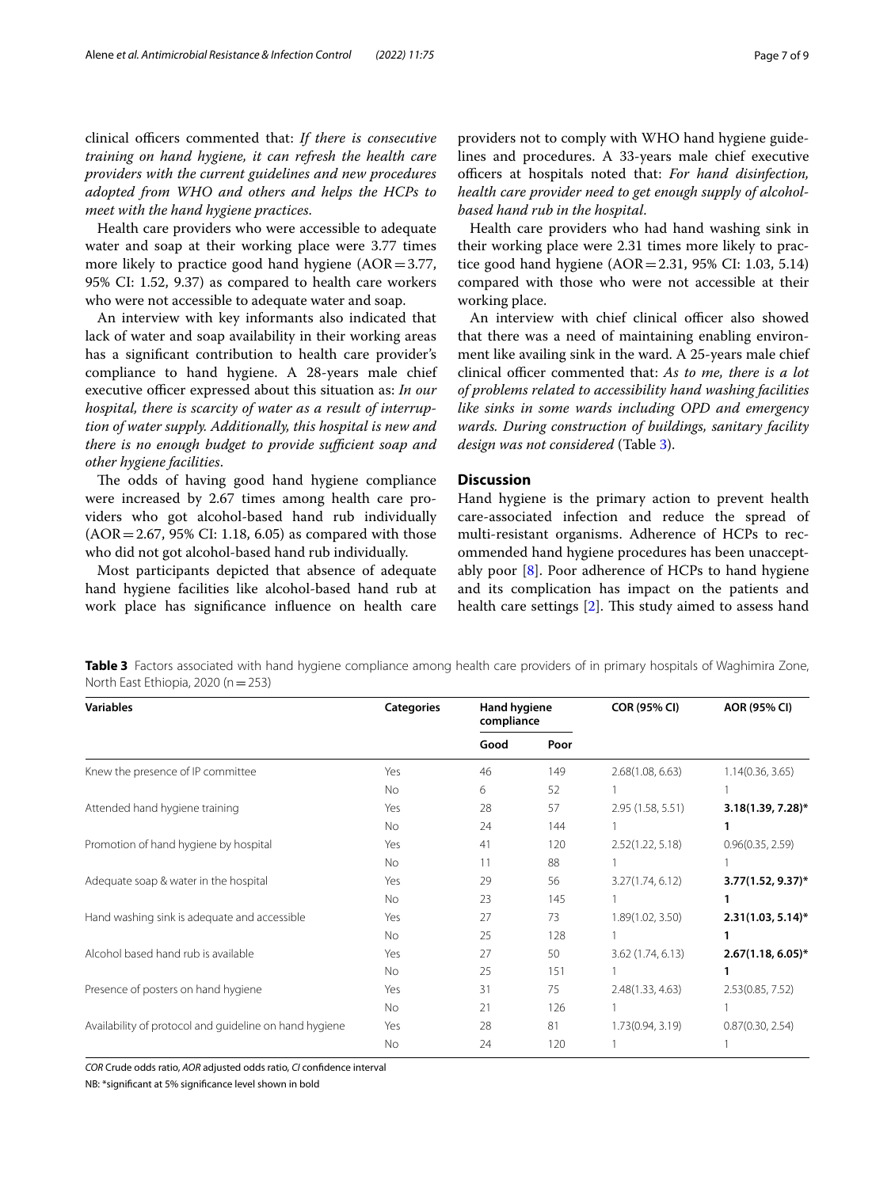clinical officers commented that: *If there is consecutive training on hand hygiene, it can refresh the health care providers with the current guidelines and new procedures adopted from WHO and others and helps the HCPs to meet with the hand hygiene practices.*

Health care providers who were accessible to adequate water and soap at their working place were 3.77 times more likely to practice good hand hygiene (AOR = 3.77, 95% CI: 1.52, 9.37) as compared to health care workers who were not accessible to adequate water and soap.

An interview with key informants also indicated that lack of water and soap availability in their working areas has a significant contribution to health care provider's compliance to hand hygiene. A 28-years male chief executive officer expressed about this situation as: *In our hospital, there is scarcity of water as a result of interruption of water supply. Additionally, this hospital is new and there is no enough budget to provide sufficient soap and other hygiene facilities.*

The odds of having good hand hygiene compliance were increased by 2.67 times among health care providers who got alcohol-based hand rub individually (AOR = 2.67, 95% CI: 1.18, 6.05) as compared with those who did not got alcohol-based hand rub individually.

Most participants depicted that absence of adequate hand hygiene facilities like alcohol-based hand rub at work place has significance influence on health care providers not to comply with WHO hand hygiene guidelines and procedures. A 33-years male chief executive officers at hospitals noted that: *For hand disinfection, health care provider need to get enough supply of alcohol-based hand rub in the hospital.*

Health care providers who had hand washing sink in their working place were 2.31 times more likely to practice good hand hygiene (AOR = 2.31, 95% CI: 1.03, 5.14) compared with those who were not accessible at their working place.

An interview with chief clinical officer also showed that there was a need of maintaining enabling environment like availing sink in the ward. A 25-years male chief clinical officer commented that: *As to me, there is a lot of problems related to accessibility hand washing facilities like sinks in some wards including OPD and emergency wards. During construction of buildings, sanitary facility design was not considered* (Table 3).

## Discussion

Hand hygiene is the primary action to prevent health care-associated infection and reduce the spread of multi-resistant organisms. Adherence of HCPs to recommended hand hygiene procedures has been unacceptably poor [8]. Poor adherence of HCPs to hand hygiene and its complication has impact on the patients and health care settings [2]. This study aimed to assess hand

**Table 3** Factors associated with hand hygiene compliance among health care providers of in primary hospitals of Waghimira Zone, North East Ethiopia, 2020 (n = 253)

| Variables | Categories | Hand hygiene compliance | | COR (95% CI) | AOR (95% CI) |
|---|---|---|---|---|---|
| | | Good | Poor | | |
| Knew the presence of IP committee | Yes | 46 | 149 | 2.68(1.08, 6.63) | 1.14(0.36, 3.65) |
| | No | 6 | 52 | 1 | 1 |
| Attended hand hygiene training | Yes | 28 | 57 | 2.95 (1.58, 5.51) | **3.18(1.39, 7.28)*** |
| | No | 24 | 144 | 1 | **1** |
| Promotion of hand hygiene by hospital | Yes | 41 | 120 | 2.52(1.22, 5.18) | 0.96(0.35, 2.59) |
| | No | 11 | 88 | 1 | 1 |
| Adequate soap & water in the hospital | Yes | 29 | 56 | 3.27(1.74, 6.12) | **3.77(1.52, 9.37)*** |
| | No | 23 | 145 | 1 | **1** |
| Hand washing sink is adequate and accessible | Yes | 27 | 73 | 1.89(1.02, 3.50) | **2.31(1.03, 5.14)*** |
| | No | 25 | 128 | 1 | **1** |
| Alcohol based hand rub is available | Yes | 27 | 50 | 3.62 (1.74, 6.13) | **2.67(1.18, 6.05)*** |
| | No | 25 | 151 | 1 | **1** |
| Presence of posters on hand hygiene | Yes | 31 | 75 | 2.48(1.33, 4.63) | 2.53(0.85, 7.52) |
| | No | 21 | 126 | 1 | 1 |
| Availability of protocol and guideline on hand hygiene | Yes | 28 | 81 | 1.73(0.94, 3.19) | 0.87(0.30, 2.54) |
| | No | 24 | 120 | 1 | 1 |

*COR* Crude odds ratio, *AOR* adjusted odds ratio, *CI* confidence interval

NB: *significant at 5% significance level shown in bold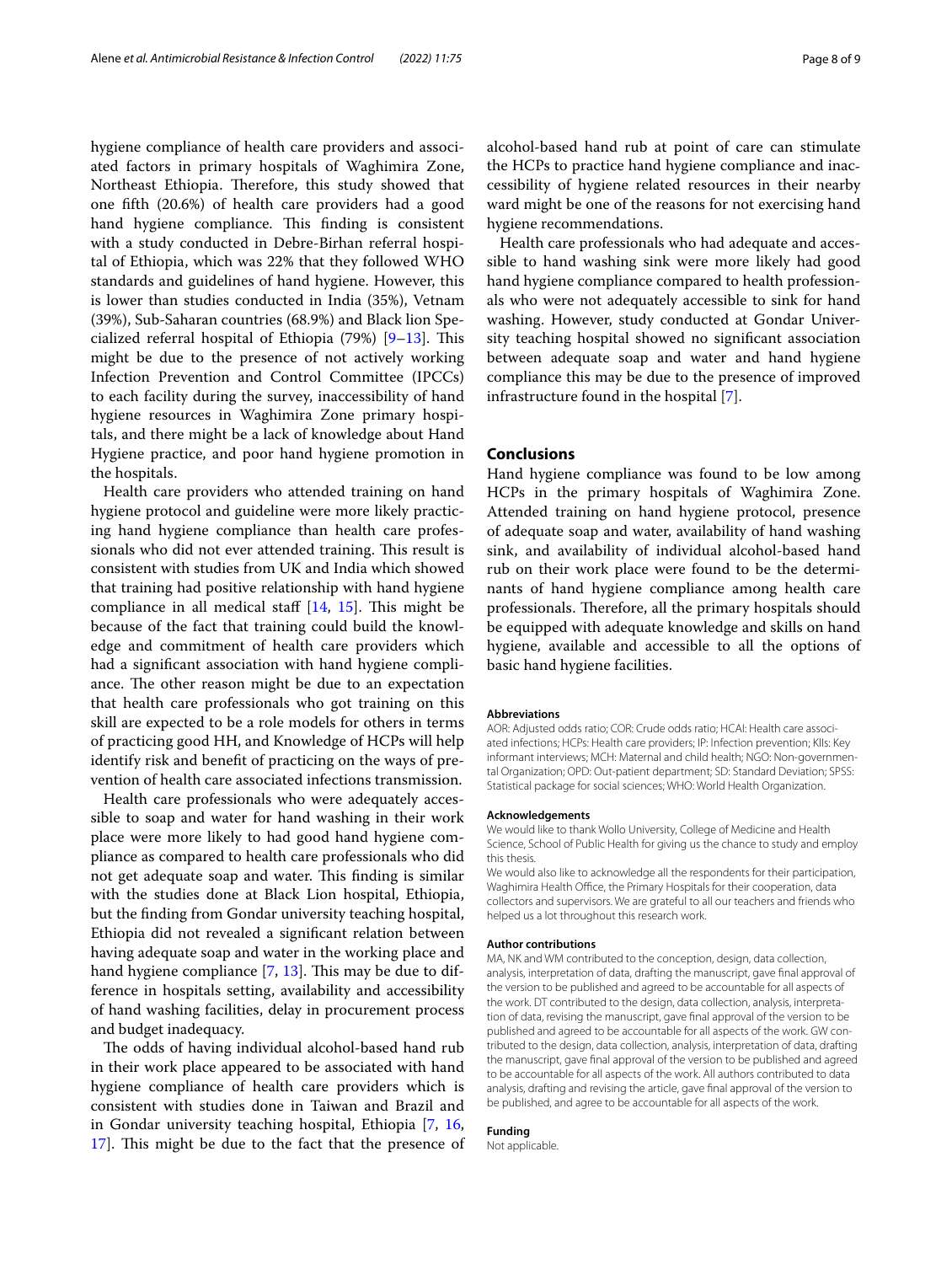hygiene compliance of health care providers and associated factors in primary hospitals of Waghimira Zone, Northeast Ethiopia. Therefore, this study showed that one fifth (20.6%) of health care providers had a good hand hygiene compliance. This finding is consistent with a study conducted in Debre-Birhan referral hospital of Ethiopia, which was 22% that they followed WHO standards and guidelines of hand hygiene. However, this is lower than studies conducted in India (35%), Vetnam (39%), Sub-Saharan countries (68.9%) and Black lion Specialized referral hospital of Ethiopia (79%) [9–13]. This might be due to the presence of not actively working Infection Prevention and Control Committee (IPCCs) to each facility during the survey, inaccessibility of hand hygiene resources in Waghimira Zone primary hospitals, and there might be a lack of knowledge about Hand Hygiene practice, and poor hand hygiene promotion in the hospitals.

Health care providers who attended training on hand hygiene protocol and guideline were more likely practicing hand hygiene compliance than health care professionals who did not ever attended training. This result is consistent with studies from UK and India which showed that training had positive relationship with hand hygiene compliance in all medical staff [14, 15]. This might be because of the fact that training could build the knowledge and commitment of health care providers which had a significant association with hand hygiene compliance. The other reason might be due to an expectation that health care professionals who got training on this skill are expected to be a role models for others in terms of practicing good HH, and Knowledge of HCPs will help identify risk and benefit of practicing on the ways of prevention of health care associated infections transmission.

Health care professionals who were adequately accessible to soap and water for hand washing in their work place were more likely to had good hand hygiene compliance as compared to health care professionals who did not get adequate soap and water. This finding is similar with the studies done at Black Lion hospital, Ethiopia, but the finding from Gondar university teaching hospital, Ethiopia did not revealed a significant relation between having adequate soap and water in the working place and hand hygiene compliance [7, 13]. This may be due to difference in hospitals setting, availability and accessibility of hand washing facilities, delay in procurement process and budget inadequacy.

The odds of having individual alcohol-based hand rub in their work place appeared to be associated with hand hygiene compliance of health care providers which is consistent with studies done in Taiwan and Brazil and in Gondar university teaching hospital, Ethiopia [7, 16, 17]. This might be due to the fact that the presence of alcohol-based hand rub at point of care can stimulate the HCPs to practice hand hygiene compliance and inaccessibility of hygiene related resources in their nearby ward might be one of the reasons for not exercising hand hygiene recommendations.

Health care professionals who had adequate and accessible to hand washing sink were more likely had good hand hygiene compliance compared to health professionals who were not adequately accessible to sink for hand washing. However, study conducted at Gondar University teaching hospital showed no significant association between adequate soap and water and hand hygiene compliance this may be due to the presence of improved infrastructure found in the hospital [7].

## Conclusions

Hand hygiene compliance was found to be low among HCPs in the primary hospitals of Waghimira Zone. Attended training on hand hygiene protocol, presence of adequate soap and water, availability of hand washing sink, and availability of individual alcohol-based hand rub on their work place were found to be the determinants of hand hygiene compliance among health care professionals. Therefore, all the primary hospitals should be equipped with adequate knowledge and skills on hand hygiene, available and accessible to all the options of basic hand hygiene facilities.

### Abbreviations

AOR: Adjusted odds ratio; COR: Crude odds ratio; HCAI: Health care associated infections; HCPs: Health care providers; IP: Infection prevention; KIIs: Key informant interviews; MCH: Maternal and child health; NGO: Non-governmental Organization; OPD: Out-patient department; SD: Standard Deviation; SPSS: Statistical package for social sciences; WHO: World Health Organization.

### Acknowledgements

We would like to thank Wollo University, College of Medicine and Health Science, School of Public Health for giving us the chance to study and employ this thesis.

We would also like to acknowledge all the respondents for their participation, Waghimira Health Office, the Primary Hospitals for their cooperation, data collectors and supervisors. We are grateful to all our teachers and friends who helped us a lot throughout this research work.

### Author contributions

MA, NK and WM contributed to the conception, design, data collection, analysis, interpretation of data, drafting the manuscript, gave final approval of the version to be published and agreed to be accountable for all aspects of the work. DT contributed to the design, data collection, analysis, interpretation of data, revising the manuscript, gave final approval of the version to be published and agreed to be accountable for all aspects of the work. GW contributed to the design, data collection, analysis, interpretation of data, drafting the manuscript, gave final approval of the version to be published and agreed to be accountable for all aspects of the work. All authors contributed to data analysis, drafting and revising the article, gave final approval of the version to be published, and agree to be accountable for all aspects of the work.

### Funding

Not applicable.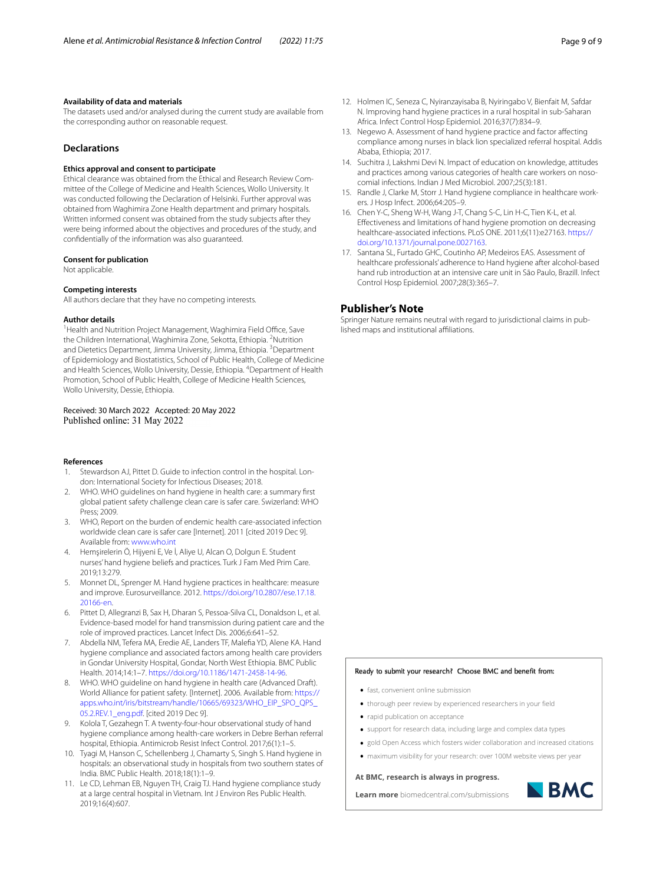#### Availability of data and materials
The datasets used and/or analysed during the current study are available from the corresponding author on reasonable request.

## Declarations

#### Ethics approval and consent to participate
Ethical clearance was obtained from the Ethical and Research Review Committee of the College of Medicine and Health Sciences, Wollo University. It was conducted following the Declaration of Helsinki. Further approval was obtained from Waghimira Zone Health department and primary hospitals. Written informed consent was obtained from the study subjects after they were being informed about the objectives and procedures of the study, and confidentially of the information was also guaranteed.

#### Consent for publication
Not applicable.

#### Competing interests
All authors declare that they have no competing interests.

#### Author details
[1]Health and Nutrition Project Management, Waghimira Field Office, Save the Children International, Waghimira Zone, Sekotta, Ethiopia. [2]Nutrition and Dietetics Department, Jimma University, Jimma, Ethiopia. [3]Department of Epidemiology and Biostatistics, School of Public Health, College of Medicine and Health Sciences, Wollo University, Dessie, Ethiopia. [4]Department of Health Promotion, School of Public Health, College of Medicine Health Sciences, Wollo University, Dessie, Ethiopia.

Received: 30 March 2022 Accepted: 20 May 2022
Published online: 31 May 2022

#### References
1. Stewardson AJ, Pittet D. Guide to infection control in the hospital. London: International Society for Infectious Diseases; 2018.
2. WHO. WHO guidelines on hand hygiene in health care: a summary first global patient safety challenge clean care is safer care. Swizerland: WHO Press; 2009.
3. WHO, Report on the burden of endemic health care-associated infection worldwide clean care is safer care [Internet]. 2011 [cited 2019 Dec 9]. Available from: www.who.int
4. Hemşirelerin Ö, Hijyeni E, Ve İ, Aliye U, Alcan O, Dolgun E. Student nurses' hand hygiene beliefs and practices. Turk J Fam Med Prim Care. 2019;13:279.
5. Monnet DL, Sprenger M. Hand hygiene practices in healthcare: measure and improve. Eurosurveillance. 2012. https://doi.org/10.2807/ese.17.18.20166-en.
6. Pittet D, Allegranzi B, Sax H, Dharan S, Pessoa-Silva CL, Donaldson L, et al. Evidence-based model for hand transmission during patient care and the role of improved practices. Lancet Infect Dis. 2006;6:641–52.
7. Abdella NM, Tefera MA, Eredie AE, Landers TF, Malefia YD, Alene KA. Hand hygiene compliance and associated factors among health care providers in Gondar University Hospital, Gondar, North West Ethiopia. BMC Public Health. 2014;14:1–7. https://doi.org/10.1186/1471-2458-14-96.
8. WHO. WHO guideline on hand hygiene in health care (Advanced Draft). World Alliance for patient safety. [Internet]. 2006. Available from: https://apps.who.int/iris/bitstream/handle/10665/69323/WHO_EIP_SPO_QPS_05.2.REV.1_eng.pdf. [cited 2019 Dec 9].
9. Kolola T, Gezahegn T. A twenty-four-hour observational study of hand hygiene compliance among health-care workers in Debre Berhan referral hospital, Ethiopia. Antimicrob Resist Infect Control. 2017;6(1):1–5.
10. Tyagi M, Hanson C, Schellenberg J, Chamarty S, Singh S. Hand hygiene in hospitals: an observational study in hospitals from two southern states of India. BMC Public Health. 2018;18(1):1–9.
11. Le CD, Lehman EB, Nguyen TH, Craig TJ. Hand hygiene compliance study at a large central hospital in Vietnam. Int J Environ Res Public Health. 2019;16(4):607.
12. Holmen IC, Seneza C, Nyiranzayisaba B, Nyiringabo V, Bienfait M, Safdar N. Improving hand hygiene practices in a rural hospital in sub-Saharan Africa. Infect Control Hosp Epidemiol. 2016;37(7):834–9.
13. Negewo A. Assessment of hand hygiene practice and factor affecting compliance among nurses in black lion specialized referral hospital. Addis Ababa, Ethiopia; 2017.
14. Suchitra J, Lakshmi Devi N. Impact of education on knowledge, attitudes and practices among various categories of health care workers on nosocomial infections. Indian J Med Microbiol. 2007;25(3):181.
15. Randle J, Clarke M, Storr J. Hand hygiene compliance in healthcare workers. J Hosp Infect. 2006;64:205–9.
16. Chen Y-C, Sheng W-H, Wang J-T, Chang S-C, Lin H-C, Tien K-L, et al. Effectiveness and limitations of hand hygiene promotion on decreasing healthcare-associated infections. PLoS ONE. 2011;6(11):e27163. https://doi.org/10.1371/journal.pone.0027163.
17. Santana SL, Furtado GHC, Coutinho AP, Medeiros EAS. Assessment of healthcare professionals' adherence to Hand hygiene after alcohol-based hand rub introduction at an intensive care unit in São Paulo, Brazill. Infect Control Hosp Epidemiol. 2007;28(3):365–7.

## Publisher's Note
Springer Nature remains neutral with regard to jurisdictional claims in published maps and institutional affiliations.

Ready to submit your research? Choose BMC and benefit from:

- fast, convenient online submission
- thorough peer review by experienced researchers in your field
- rapid publication on acceptance
- support for research data, including large and complex data types
- gold Open Access which fosters wider collaboration and increased citations
- maximum visibility for your research: over 100M website views per year

**At BMC, research is always in progress.**

**Learn more** biomedcentral.com/submissions

BMC